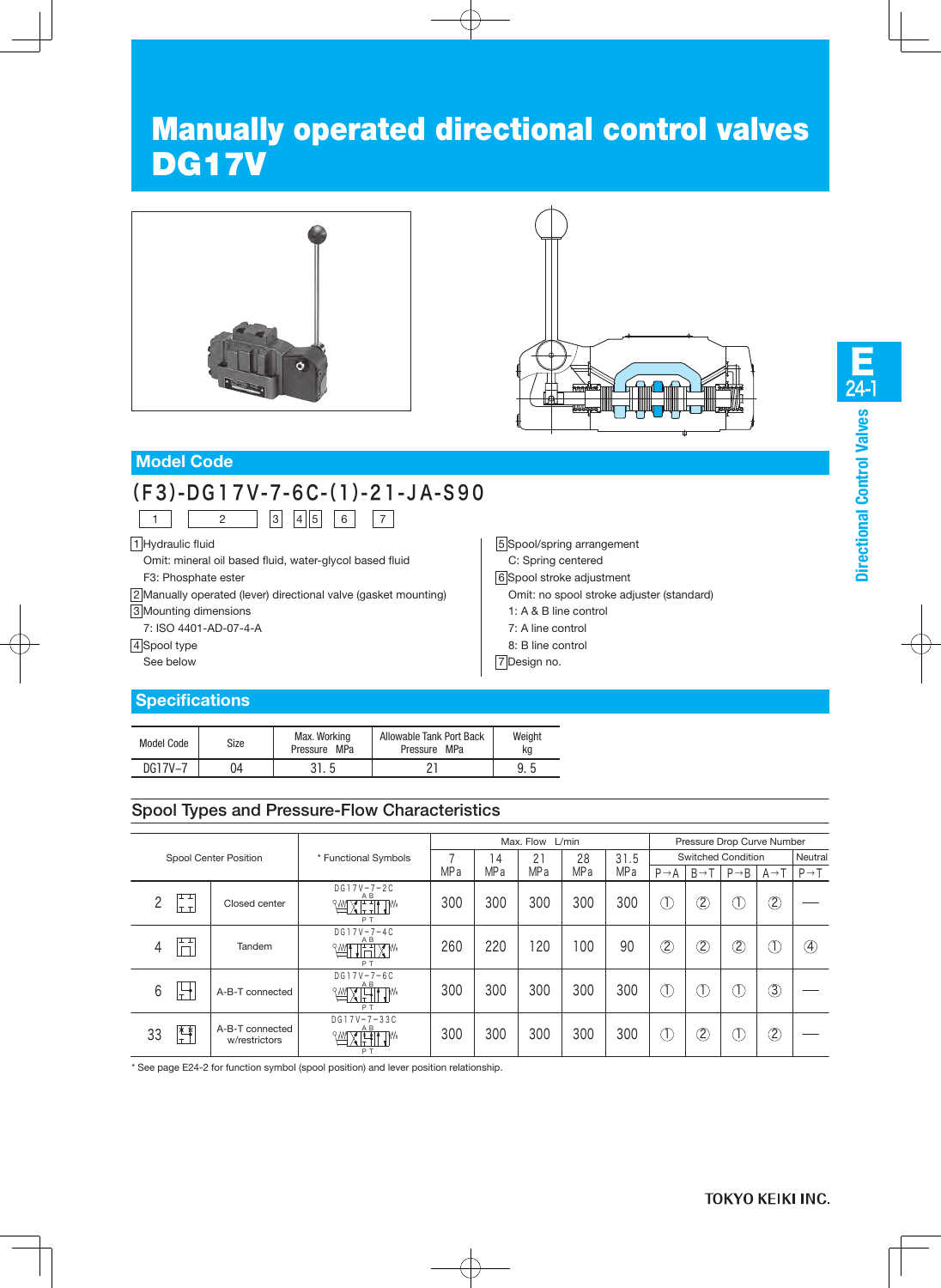# Manually operated directional control valves DG17V

## Model Code

(F3)-DG17V-7-6C-(1)-21-JA-S90

| 1 | 2 | 3 | 4 | 5 | 6 | 7 |
|---|---|---|---|---|---|---|

1 Hydraulic fluid
- Omit: mineral oil based fluid, water-glycol based fluid
- F3: Phosphate ester

2 Manually operated (lever) directional valve (gasket mounting)

3 Mounting dimensions
- 7: ISO 4401-AD-07-4-A

4 Spool type
- See below

5 Spool/spring arrangement
- C: Spring centered

6 Spool stroke adjustment
- Omit: no spool stroke adjuster (standard)
- 1: A & B line control
- 7: A line control
- 8: B line control

7 Design no.

## Specifications

| Model Code | Size | Max. Working Pressure MPa | Allowable Tank Port Back Pressure MPa | Weight kg |
|---|---|---|---|---|
| DG17V-7 | 04 | 31.5 | 21 | 9.5 |

## Spool Types and Pressure-Flow Characteristics

| Spool Center Position | | * Functional Symbols | Max. Flow L/min | | | | | Pressure Drop Curve Number | | | | |
|---|---|---|---|---|---|---|---|---|---|---|---|---|
| | | | 7 MPa | 14 MPa | 21 MPa | 28 MPa | 31.5 MPa | Switched Condition | | | | Neutral |
| | | | | | | | | P→A | B→T | P→B | A→T | P→T |
| 2 | Closed center | DG17V-7-2C | 300 | 300 | 300 | 300 | 300 | ① | ② | ① | ② | — |
| 4 | Tandem | DG17V-7-4C | 260 | 220 | 120 | 100 | 90 | ② | ② | ② | ① | ④ |
| 6 | A-B-T connected | DG17V-7-6C | 300 | 300 | 300 | 300 | 300 | ① | ① | ① | ③ | — |
| 33 | A-B-T connected w/restrictors | DG17V-7-33C | 300 | 300 | 300 | 300 | 300 | ① | ② | ① | ② | — |

\* See page E24-2 for function symbol (spool position) and lever position relationship.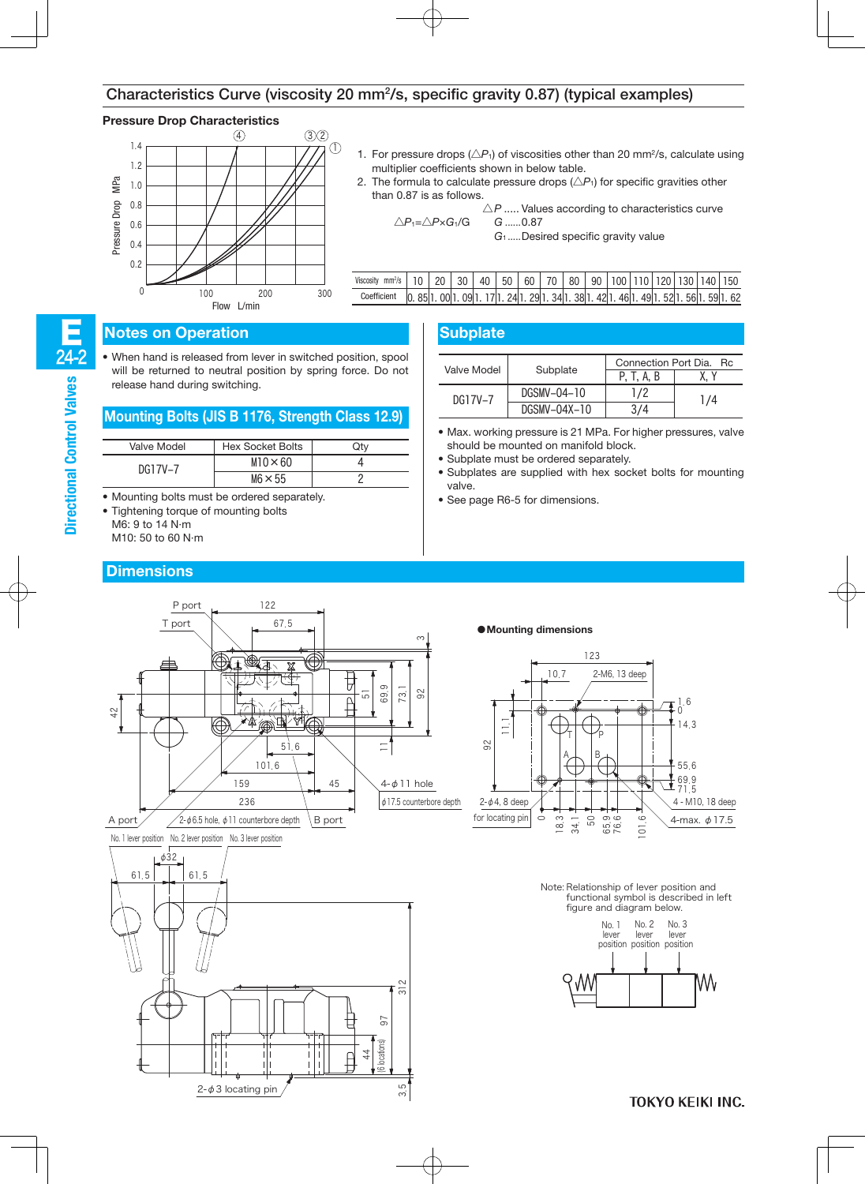## Characteristics Curve (viscosity 20 mm²/s, specific gravity 0.87) (typical examples)

### Pressure Drop Characteristics

1. For pressure drops ($\triangle P_1$) of viscosities other than 20 mm²/s, calculate using multiplier coefficients shown in below table.
2. The formula to calculate pressure drops ($\triangle P_1$) for specific gravities other than 0.87 is as follows.

$\triangle P_1 = \triangle P \times G_1 / G$

$\triangle P$ ..... Values according to characteristics curve
$G$ ......0.87
$G_1$ .....Desired specific gravity value

| Viscosity mm²/s | 10 | 20 | 30 | 40 | 50 | 60 | 70 | 80 | 90 | 100 | 110 | 120 | 130 | 140 | 150 |
|---|---|---|---|---|---|---|---|---|---|---|---|---|---|---|---|
| Coefficient | 0.85 | 1.00 | 1.09 | 1.17 | 1.24 | 1.29 | 1.34 | 1.38 | 1.42 | 1.46 | 1.49 | 1.52 | 1.56 | 1.59 | 1.62 |

## Notes on Operation

- When hand is released from lever in switched position, spool will be returned to neutral position by spring force. Do not release hand during switching.

## Mounting Bolts (JIS B 1176, Strength Class 12.9)

| Valve Model | Hex Socket Bolts | Qty |
|---|---|---|
| DG17V-7 | M10×60 | 4 |
| | M6×55 | 2 |

- Mounting bolts must be ordered separately.
- Tightening torque of mounting bolts
  M6: 9 to 14 N·m
  M10: 50 to 60 N·m

## Subplate

| Valve Model | Subplate | Connection Port Dia. Rc | |
|---|---|---|---|
| | | P, T, A, B | X, Y |
| DG17V-7 | DGSMV-04-10 | 1/2 | 1/4 |
| | DGSMV-04X-10 | 3/4 | |

- Max. working pressure is 21 MPa. For higher pressures, valve should be mounted on manifold block.
- Subplate must be ordered separately.
- Subplates are supplied with hex socket bolts for mounting valve.
- See page R6-5 for dimensions.

## Dimensions

●Mounting dimensions

Note: Relationship of lever position and functional symbol is described in left figure and diagram below.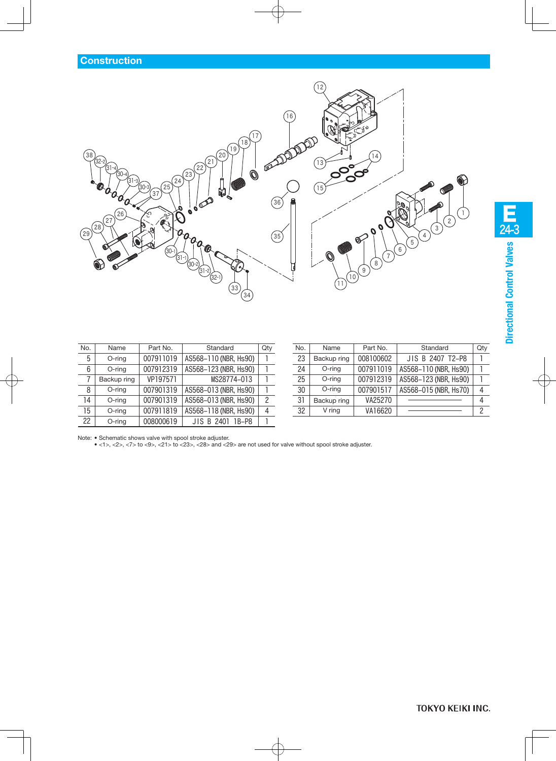## Construction

| No. | Name | Part No. | Standard | Qty |
|---|---|---|---|---|
| 5 | O-ring | 007911019 | AS568–110 (NBR, Hs90) | 1 |
| 6 | O-ring | 007912319 | AS568–123 (NBR, Hs90) | 1 |
| 7 | Backup ring | VP197571 | MS28774–013 | 1 |
| 8 | O-ring | 007901319 | AS568–013 (NBR, Hs90) | 1 |
| 14 | O-ring | 007901319 | AS568–013 (NBR, Hs90) | 2 |
| 15 | O-ring | 007911819 | AS568–118 (NBR, Hs90) | 4 |
| 22 | O-ring | 008000619 | JIS B 2401 1B–P8 | 1 |

| No. | Name | Part No. | Standard | Qty |
|---|---|---|---|---|
| 23 | Backup ring | 008100602 | JIS B 2407 T2–P8 | 1 |
| 24 | O-ring | 007911019 | AS568–110 (NBR, Hs90) | 1 |
| 25 | O-ring | 007912319 | AS568–123 (NBR, Hs90) | 1 |
| 30 | O-ring | 007901517 | AS568–015 (NBR, Hs70) | 4 |
| 31 | Backup ring | VA25270 | ———— | 4 |
| 32 | V ring | VA16620 | ———— | 2 |

Note:
- Schematic shows valve with spool stroke adjuster.
- <1>, <2>, <7> to <9>, <21> to <23>, <28> and <29> are not used for valve without spool stroke adjuster.